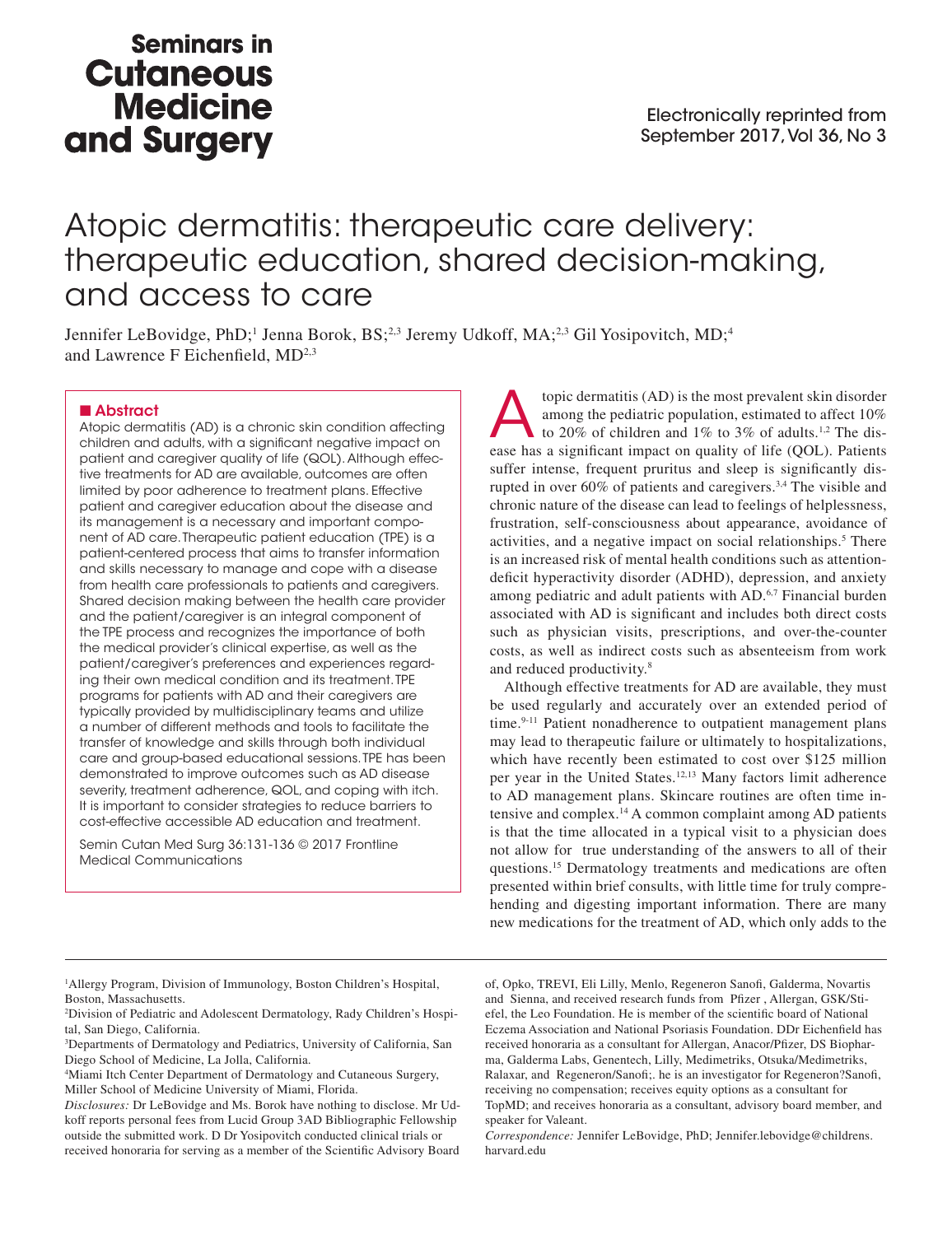# Seminars in Cutaneous Medicine and Surgery

Electronically reprinted from September 2017, Vol 36, No 3

# Atopic dermatitis: therapeutic care delivery: therapeutic education, shared decision-making, and access to care

Jennifer LeBovidge, PhD;[1] Jenna Borok, BS;[2,3] Jeremy Udkoff, MA;[2,3] Gil Yosipovitch, MD;[4] and Lawrence F Eichenfield, MD[2,3]

## Abstract

Atopic dermatitis (AD) is a chronic skin condition affecting children and adults, with a significant negative impact on patient and caregiver quality of life (QOL). Although effective treatments for AD are available, outcomes are often limited by poor adherence to treatment plans. Effective patient and caregiver education about the disease and its management is a necessary and important component of AD care. Therapeutic patient education (TPE) is a patient-centered process that aims to transfer information and skills necessary to manage and cope with a disease from health care professionals to patients and caregivers. Shared decision making between the health care provider and the patient/caregiver is an integral component of the TPE process and recognizes the importance of both the medical provider's clinical expertise, as well as the patient/caregiver's preferences and experiences regarding their own medical condition and its treatment. TPE programs for patients with AD and their caregivers are typically provided by multidisciplinary teams and utilize a number of different methods and tools to facilitate the transfer of knowledge and skills through both individual care and group-based educational sessions. TPE has been demonstrated to improve outcomes such as AD disease severity, treatment adherence, QOL, and coping with itch. It is important to consider strategies to reduce barriers to cost-effective accessible AD education and treatment.

Semin Cutan Med Surg 36:131-136 © 2017 Frontline Medical Communications

Atopic dermatitis (AD) is the most prevalent skin disorder among the pediatric population, estimated to affect 10% to 20% of children and 1% to 3% of adults.[1,2] The disease has a significant impact on quality of life (QOL). Patients suffer intense, frequent pruritus and sleep is significantly disrupted in over 60% of patients and caregivers.[3,4] The visible and chronic nature of the disease can lead to feelings of helplessness, frustration, self-consciousness about appearance, avoidance of activities, and a negative impact on social relationships.[5] There is an increased risk of mental health conditions such as attention-deficit hyperactivity disorder (ADHD), depression, and anxiety among pediatric and adult patients with AD.[6,7] Financial burden associated with AD is significant and includes both direct costs such as physician visits, prescriptions, and over-the-counter costs, as well as indirect costs such as absenteeism from work and reduced productivity.[8]

Although effective treatments for AD are available, they must be used regularly and accurately over an extended period of time.[9-11] Patient nonadherence to outpatient management plans may lead to therapeutic failure or ultimately to hospitalizations, which have recently been estimated to cost over $125 million per year in the United States.[12,13] Many factors limit adherence to AD management plans. Skincare routines are often time intensive and complex.[14] A common complaint among AD patients is that the time allocated in a typical visit to a physician does not allow for true understanding of the answers to all of their questions.[15] Dermatology treatments and medications are often presented within brief consults, with little time for truly comprehending and digesting important information. There are many new medications for the treatment of AD, which only adds to the

---

[1]Allergy Program, Division of Immunology, Boston Children's Hospital, Boston, Massachusetts.

[2]Division of Pediatric and Adolescent Dermatology, Rady Children's Hospital, San Diego, California.

[3]Departments of Dermatology and Pediatrics, University of California, San Diego School of Medicine, La Jolla, California.

[4]Miami Itch Center Department of Dermatology and Cutaneous Surgery, Miller School of Medicine University of Miami, Florida.

*Disclosures:* Dr LeBovidge and Ms. Borok have nothing to disclose. Mr Udkoff reports personal fees from Lucid Group 3AD Bibliographic Fellowship outside the submitted work. D Dr Yosipovitch conducted clinical trials or received honoraria for serving as a member of the Scientific Advisory Board of, Opko, TREVI, Eli Lilly, Menlo, Regeneron Sanofi, Galderma, Novartis and Sienna, and received research funds from Pfizer , Allergan, GSK/Stiefel, the Leo Foundation. He is member of the scientific board of National Eczema Association and National Psoriasis Foundation. DDr Eichenfield has received honoraria as a consultant for Allergan, Anacor/Pfizer, DS Biopharma, Galderma Labs, Genentech, Lilly, Medimetriks, Otsuka/Medimetriks, Ralaxar, and Regeneron/Sanofi;. he is an investigator for Regeneron?Sanofi, receiving no compensation; receives equity options as a consultant for TopMD; and receives honoraria as a consultant, advisory board member, and speaker for Valeant.

*Correspondence:* Jennifer LeBovidge, PhD; Jennifer.lebovidge@childrens.harvard.edu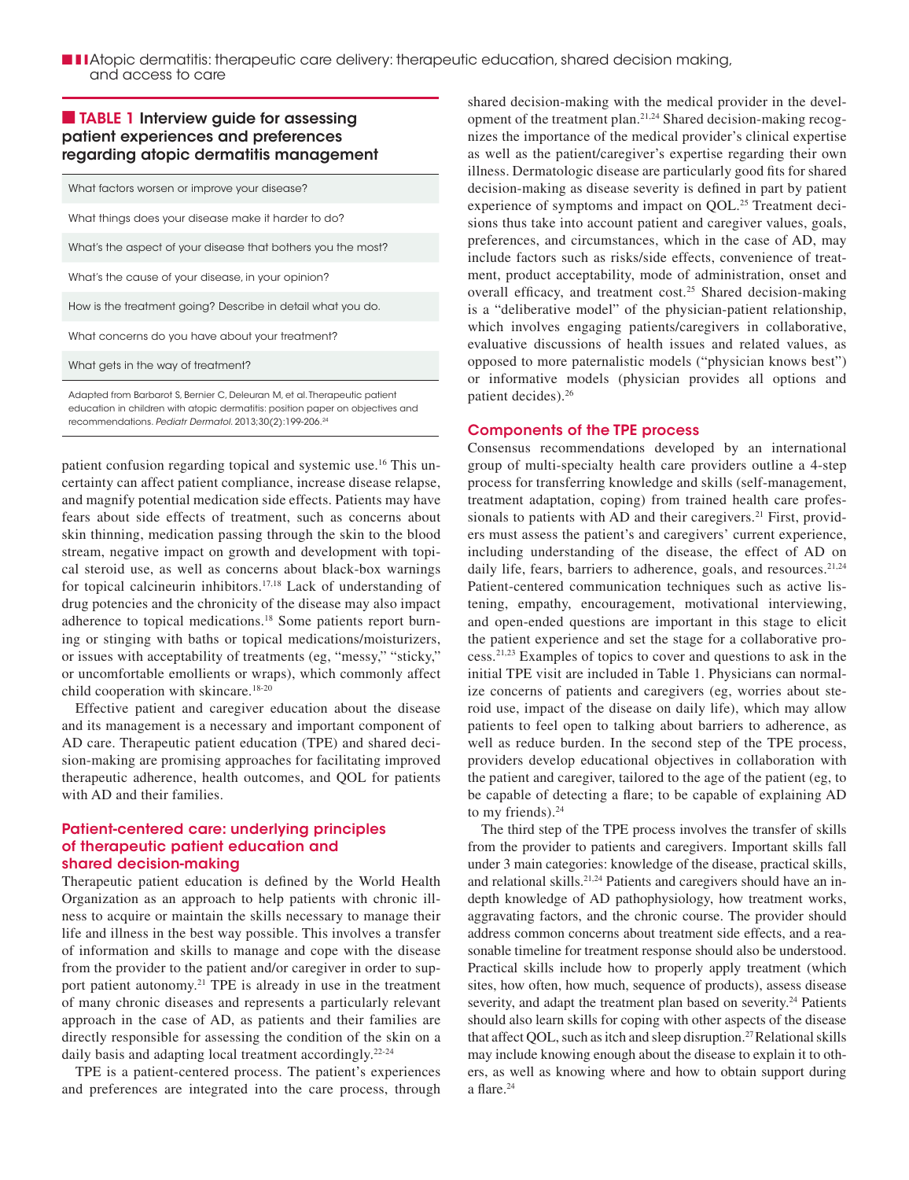**TABLE 1 Interview guide for assessing patient experiences and preferences regarding atopic dermatitis management**

| |
|---|
| What factors worsen or improve your disease? |
| What things does your disease make it harder to do? |
| What's the aspect of your disease that bothers you the most? |
| What's the cause of your disease, in your opinion? |
| How is the treatment going? Describe in detail what you do. |
| What concerns do you have about your treatment? |
| What gets in the way of treatment? |

Adapted from Barbarot S, Bernier C, Deleuran M, et al. Therapeutic patient education in children with atopic dermatitis: position paper on objectives and recommendations. *Pediatr Dermatol.* 2013;30(2):199-206.[24]

patient confusion regarding topical and systemic use.[16] This uncertainty can affect patient compliance, increase disease relapse, and magnify potential medication side effects. Patients may have fears about side effects of treatment, such as concerns about skin thinning, medication passing through the skin to the blood stream, negative impact on growth and development with topical steroid use, as well as concerns about black-box warnings for topical calcineurin inhibitors.[17,18] Lack of understanding of drug potencies and the chronicity of the disease may also impact adherence to topical medications.[18] Some patients report burning or stinging with baths or topical medications/moisturizers, or issues with acceptability of treatments (eg, "messy," "sticky," or uncomfortable emollients or wraps), which commonly affect child cooperation with skincare.[18-20]

Effective patient and caregiver education about the disease and its management is a necessary and important component of AD care. Therapeutic patient education (TPE) and shared decision-making are promising approaches for facilitating improved therapeutic adherence, health outcomes, and QOL for patients with AD and their families.

## Patient-centered care: underlying principles of therapeutic patient education and shared decision-making

Therapeutic patient education is defined by the World Health Organization as an approach to help patients with chronic illness to acquire or maintain the skills necessary to manage their life and illness in the best way possible. This involves a transfer of information and skills to manage and cope with the disease from the provider to the patient and/or caregiver in order to support patient autonomy.[21] TPE is already in use in the treatment of many chronic diseases and represents a particularly relevant approach in the case of AD, as patients and their families are directly responsible for assessing the condition of the skin on a daily basis and adapting local treatment accordingly.[22-24]

TPE is a patient-centered process. The patient's experiences and preferences are integrated into the care process, through shared decision-making with the medical provider in the development of the treatment plan.[21,24] Shared decision-making recognizes the importance of the medical provider's clinical expertise as well as the patient/caregiver's expertise regarding their own illness. Dermatologic disease are particularly good fits for shared decision-making as disease severity is defined in part by patient experience of symptoms and impact on QOL.[25] Treatment decisions thus take into account patient and caregiver values, goals, preferences, and circumstances, which in the case of AD, may include factors such as risks/side effects, convenience of treatment, product acceptability, mode of administration, onset and overall efficacy, and treatment cost.[25] Shared decision-making is a "deliberative model" of the physician-patient relationship, which involves engaging patients/caregivers in collaborative, evaluative discussions of health issues and related values, as opposed to more paternalistic models ("physician knows best") or informative models (physician provides all options and patient decides).[26]

## Components of the TPE process

Consensus recommendations developed by an international group of multi-specialty health care providers outline a 4-step process for transferring knowledge and skills (self-management, treatment adaptation, coping) from trained health care professionals to patients with AD and their caregivers.[21] First, providers must assess the patient's and caregivers' current experience, including understanding of the disease, the effect of AD on daily life, fears, barriers to adherence, goals, and resources.[21,24] Patient-centered communication techniques such as active listening, empathy, encouragement, motivational interviewing, and open-ended questions are important in this stage to elicit the patient experience and set the stage for a collaborative process.[21,23] Examples of topics to cover and questions to ask in the initial TPE visit are included in Table 1. Physicians can normalize concerns of patients and caregivers (eg, worries about steroid use, impact of the disease on daily life), which may allow patients to feel open to talking about barriers to adherence, as well as reduce burden. In the second step of the TPE process, providers develop educational objectives in collaboration with the patient and caregiver, tailored to the age of the patient (eg, to be capable of detecting a flare; to be capable of explaining AD to my friends).[24]

The third step of the TPE process involves the transfer of skills from the provider to patients and caregivers. Important skills fall under 3 main categories: knowledge of the disease, practical skills, and relational skills.[21,24] Patients and caregivers should have an in-depth knowledge of AD pathophysiology, how treatment works, aggravating factors, and the chronic course. The provider should address common concerns about treatment side effects, and a reasonable timeline for treatment response should also be understood. Practical skills include how to properly apply treatment (which sites, how often, how much, sequence of products), assess disease severity, and adapt the treatment plan based on severity.[24] Patients should also learn skills for coping with other aspects of the disease that affect QOL, such as itch and sleep disruption.[27] Relational skills may include knowing enough about the disease to explain it to others, as well as knowing where and how to obtain support during a flare.[24]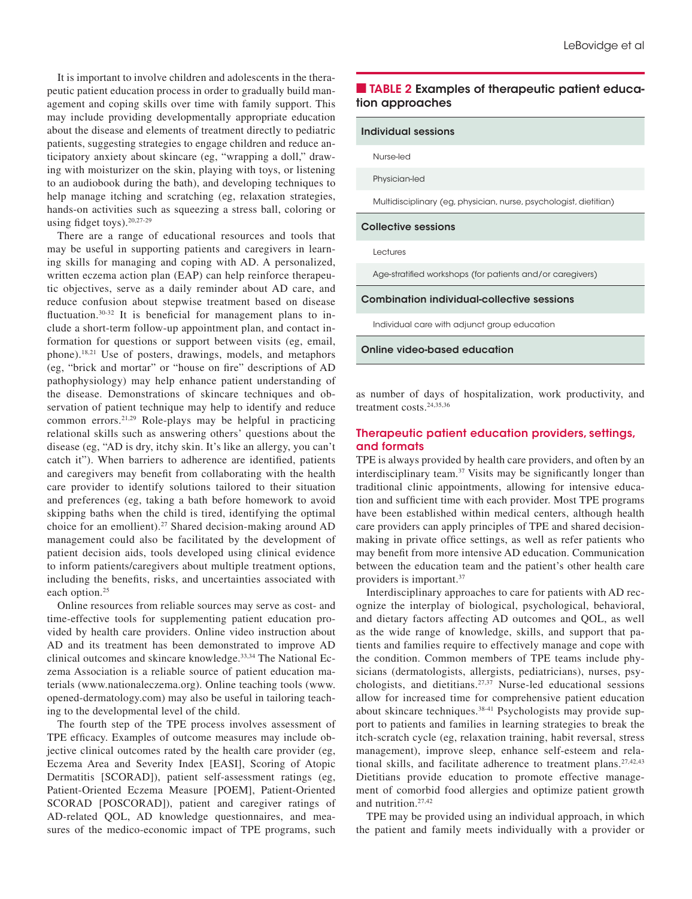It is important to involve children and adolescents in the therapeutic patient education process in order to gradually build management and coping skills over time with family support. This may include providing developmentally appropriate education about the disease and elements of treatment directly to pediatric patients, suggesting strategies to engage children and reduce anticipatory anxiety about skincare (eg, "wrapping a doll," drawing with moisturizer on the skin, playing with toys, or listening to an audiobook during the bath), and developing techniques to help manage itching and scratching (eg, relaxation strategies, hands-on activities such as squeezing a stress ball, coloring or using fidget toys).[20,27-29]

There are a range of educational resources and tools that may be useful in supporting patients and caregivers in learning skills for managing and coping with AD. A personalized, written eczema action plan (EAP) can help reinforce therapeutic objectives, serve as a daily reminder about AD care, and reduce confusion about stepwise treatment based on disease fluctuation.[30-32] It is beneficial for management plans to include a short-term follow-up appointment plan, and contact information for questions or support between visits (eg, email, phone).[18,21] Use of posters, drawings, models, and metaphors (eg, "brick and mortar" or "house on fire" descriptions of AD pathophysiology) may help enhance patient understanding of the disease. Demonstrations of skincare techniques and observation of patient technique may help to identify and reduce common errors.[21,29] Role-plays may be helpful in practicing relational skills such as answering others' questions about the disease (eg, "AD is dry, itchy skin. It's like an allergy, you can't catch it"). When barriers to adherence are identified, patients and caregivers may benefit from collaborating with the health care provider to identify solutions tailored to their situation and preferences (eg, taking a bath before homework to avoid skipping baths when the child is tired, identifying the optimal choice for an emollient).[27] Shared decision-making around AD management could also be facilitated by the development of patient decision aids, tools developed using clinical evidence to inform patients/caregivers about multiple treatment options, including the benefits, risks, and uncertainties associated with each option.[25]

Online resources from reliable sources may serve as cost- and time-effective tools for supplementing patient education provided by health care providers. Online video instruction about AD and its treatment has been demonstrated to improve AD clinical outcomes and skincare knowledge.[33,34] The National Eczema Association is a reliable source of patient education materials (www.nationaleczema.org). Online teaching tools (www.opened-dermatology.com) may also be useful in tailoring teaching to the developmental level of the child.

The fourth step of the TPE process involves assessment of TPE efficacy. Examples of outcome measures may include objective clinical outcomes rated by the health care provider (eg, Eczema Area and Severity Index [EASI], Scoring of Atopic Dermatitis [SCORAD]), patient self-assessment ratings (eg, Patient-Oriented Eczema Measure [POEM], Patient-Oriented SCORAD [POSCORAD]), patient and caregiver ratings of AD-related QOL, AD knowledge questionnaires, and measures of the medico-economic impact of TPE programs, such as number of days of hospitalization, work productivity, and treatment costs.[24,35,36]

**TABLE 2 Examples of therapeutic patient education approaches**

| **Individual sessions** |
|---|
| Nurse-led |
| Physician-led |
| Multidisciplinary (eg, physician, nurse, psychologist, dietitian) |
| **Collective sessions** |
| Lectures |
| Age-stratified workshops (for patients and/or caregivers) |
| **Combination individual-collective sessions** |
| Individual care with adjunct group education |
| **Online video-based education** |

## Therapeutic patient education providers, settings, and formats

TPE is always provided by health care providers, and often by an interdisciplinary team.[37] Visits may be significantly longer than traditional clinic appointments, allowing for intensive education and sufficient time with each provider. Most TPE programs have been established within medical centers, although health care providers can apply principles of TPE and shared decision-making in private office settings, as well as refer patients who may benefit from more intensive AD education. Communication between the education team and the patient's other health care providers is important.[37]

Interdisciplinary approaches to care for patients with AD recognize the interplay of biological, psychological, behavioral, and dietary factors affecting AD outcomes and QOL, as well as the wide range of knowledge, skills, and support that patients and families require to effectively manage and cope with the condition. Common members of TPE teams include physicians (dermatologists, allergists, pediatricians), nurses, psychologists, and dietitians.[27,37] Nurse-led educational sessions allow for increased time for comprehensive patient education about skincare techniques.[38-41] Psychologists may provide support to patients and families in learning strategies to break the itch-scratch cycle (eg, relaxation training, habit reversal, stress management), improve sleep, enhance self-esteem and relational skills, and facilitate adherence to treatment plans.[27,42,43] Dietitians provide education to promote effective management of comorbid food allergies and optimize patient growth and nutrition.[27,42]

TPE may be provided using an individual approach, in which the patient and family meets individually with a provider or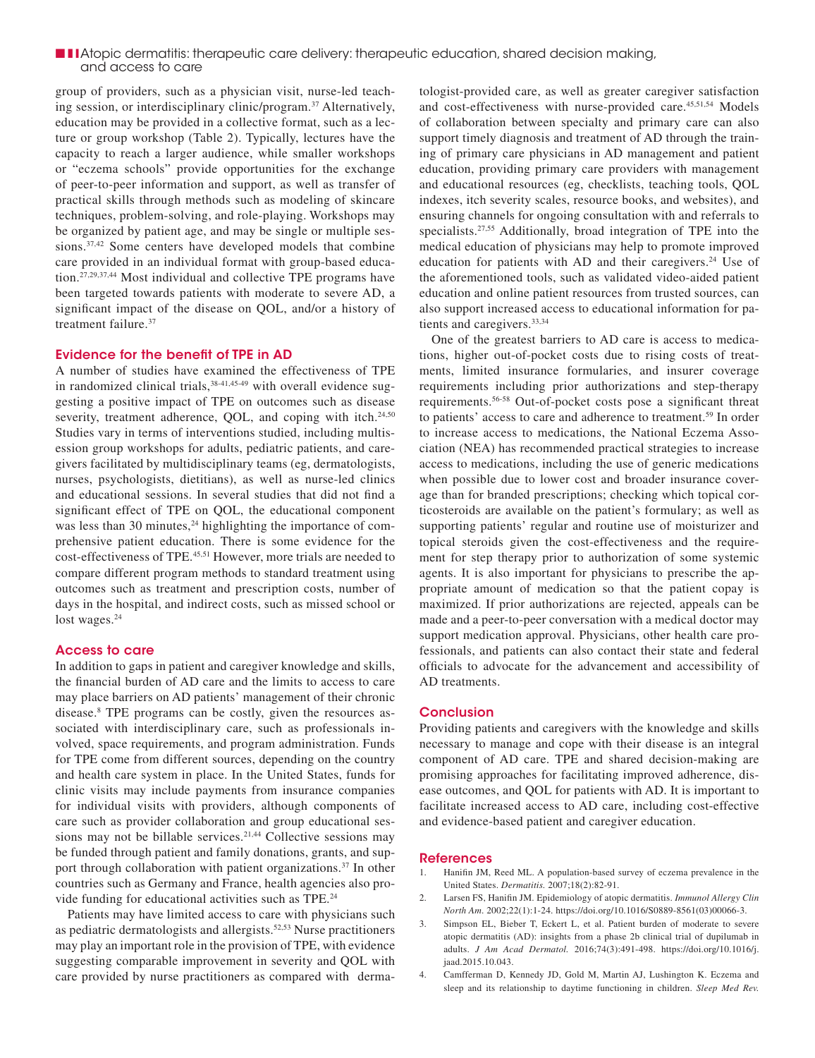group of providers, such as a physician visit, nurse-led teaching session, or interdisciplinary clinic/program.[37] Alternatively, education may be provided in a collective format, such as a lecture or group workshop (Table 2). Typically, lectures have the capacity to reach a larger audience, while smaller workshops or "eczema schools" provide opportunities for the exchange of peer-to-peer information and support, as well as transfer of practical skills through methods such as modeling of skincare techniques, problem-solving, and role-playing. Workshops may be organized by patient age, and may be single or multiple sessions.[37,42] Some centers have developed models that combine care provided in an individual format with group-based education.[27,29,37,44] Most individual and collective TPE programs have been targeted towards patients with moderate to severe AD, a significant impact of the disease on QOL, and/or a history of treatment failure.[37]

## Evidence for the benefit of TPE in AD

A number of studies have examined the effectiveness of TPE in randomized clinical trials,[38-41,45-49] with overall evidence suggesting a positive impact of TPE on outcomes such as disease severity, treatment adherence, QOL, and coping with itch.[24,50] Studies vary in terms of interventions studied, including multisession group workshops for adults, pediatric patients, and caregivers facilitated by multidisciplinary teams (eg, dermatologists, nurses, psychologists, dietitians), as well as nurse-led clinics and educational sessions. In several studies that did not find a significant effect of TPE on QOL, the educational component was less than 30 minutes,[24] highlighting the importance of comprehensive patient education. There is some evidence for the cost-effectiveness of TPE.[45,51] However, more trials are needed to compare different program methods to standard treatment using outcomes such as treatment and prescription costs, number of days in the hospital, and indirect costs, such as missed school or lost wages.[24]

## Access to care

In addition to gaps in patient and caregiver knowledge and skills, the financial burden of AD care and the limits to access to care may place barriers on AD patients' management of their chronic disease.[8] TPE programs can be costly, given the resources associated with interdisciplinary care, such as professionals involved, space requirements, and program administration. Funds for TPE come from different sources, depending on the country and health care system in place. In the United States, funds for clinic visits may include payments from insurance companies for individual visits with providers, although components of care such as provider collaboration and group educational sessions may not be billable services.[21,44] Collective sessions may be funded through patient and family donations, grants, and support through collaboration with patient organizations.[37] In other countries such as Germany and France, health agencies also provide funding for educational activities such as TPE.[24]

Patients may have limited access to care with physicians such as pediatric dermatologists and allergists.[52,53] Nurse practitioners may play an important role in the provision of TPE, with evidence suggesting comparable improvement in severity and QOL with care provided by nurse practitioners as compared with dermatologist-provided care, as well as greater caregiver satisfaction and cost-effectiveness with nurse-provided care.[45,51,54] Models of collaboration between specialty and primary care can also support timely diagnosis and treatment of AD through the training of primary care physicians in AD management and patient education, providing primary care providers with management and educational resources (eg, checklists, teaching tools, QOL indexes, itch severity scales, resource books, and websites), and ensuring channels for ongoing consultation with and referrals to specialists.[27,55] Additionally, broad integration of TPE into the medical education of physicians may help to promote improved education for patients with AD and their caregivers.[24] Use of the aforementioned tools, such as validated video-aided patient education and online patient resources from trusted sources, can also support increased access to educational information for patients and caregivers.[33,34]

One of the greatest barriers to AD care is access to medications, higher out-of-pocket costs due to rising costs of treatments, limited insurance formularies, and insurer coverage requirements including prior authorizations and step-therapy requirements.[56-58] Out-of-pocket costs pose a significant threat to patients' access to care and adherence to treatment.[59] In order to increase access to medications, the National Eczema Association (NEA) has recommended practical strategies to increase access to medications, including the use of generic medications when possible due to lower cost and broader insurance coverage than for branded prescriptions; checking which topical corticosteroids are available on the patient's formulary; as well as supporting patients' regular and routine use of moisturizer and topical steroids given the cost-effectiveness and the requirement for step therapy prior to authorization of some systemic agents. It is also important for physicians to prescribe the appropriate amount of medication so that the patient copay is maximized. If prior authorizations are rejected, appeals can be made and a peer-to-peer conversation with a medical doctor may support medication approval. Physicians, other health care professionals, and patients can also contact their state and federal officials to advocate for the advancement and accessibility of AD treatments.

## Conclusion

Providing patients and caregivers with the knowledge and skills necessary to manage and cope with their disease is an integral component of AD care. TPE and shared decision-making are promising approaches for facilitating improved adherence, disease outcomes, and QOL for patients with AD. It is important to facilitate increased access to AD care, including cost-effective and evidence-based patient and caregiver education.

## References

1. Hanifin JM, Reed ML. A population-based survey of eczema prevalence in the United States. *Dermatitis.* 2007;18(2):82-91.
2. Larsen FS, Hanifin JM. Epidemiology of atopic dermatitis. *Immunol Allergy Clin North Am.* 2002;22(1):1-24. https://doi.org/10.1016/S0889-8561(03)00066-3.
3. Simpson EL, Bieber T, Eckert L, et al. Patient burden of moderate to severe atopic dermatitis (AD): insights from a phase 2b clinical trial of dupilumab in adults. *J Am Acad Dermatol.* 2016;74(3):491-498. https://doi.org/10.1016/j.jaad.2015.10.043.
4. Camfferman D, Kennedy JD, Gold M, Martin AJ, Lushington K. Eczema and sleep and its relationship to daytime functioning in children. *Sleep Med Rev.*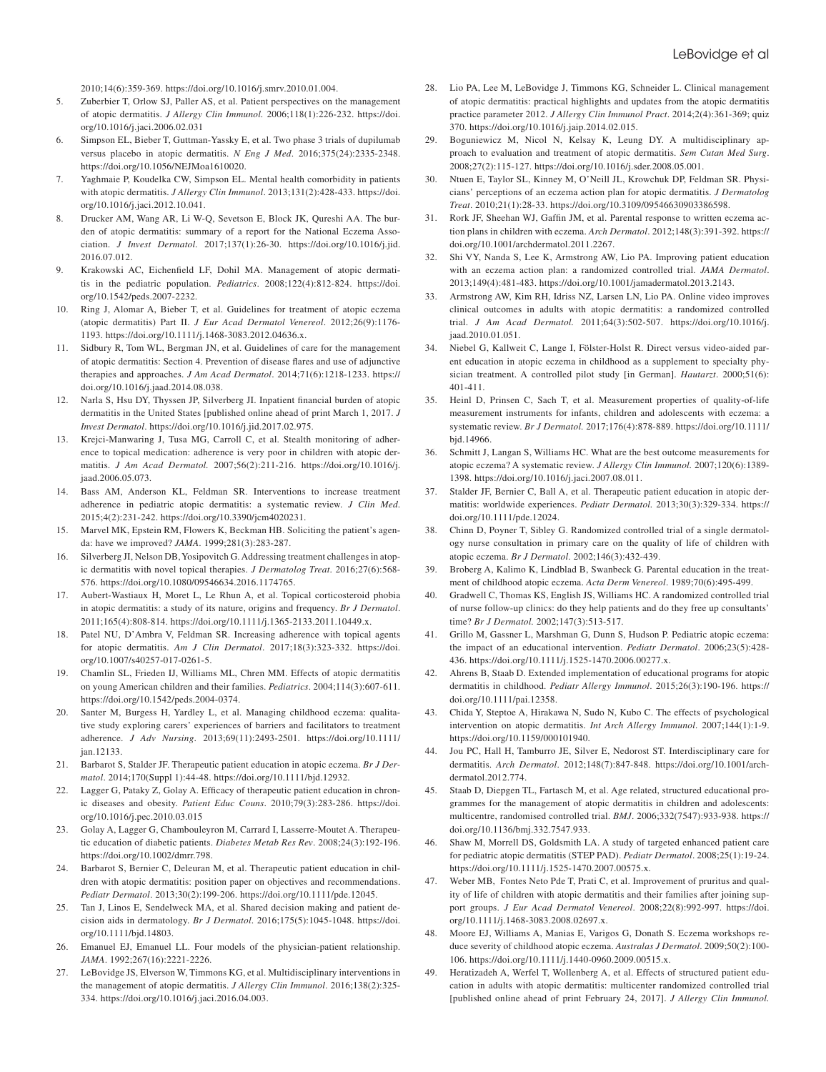2010;14(6):359-369. https://doi.org/10.1016/j.smrv.2010.01.004.

5. Zuberbier T, Orlow SJ, Paller AS, et al. Patient perspectives on the management of atopic dermatitis. *J Allergy Clin Immunol.* 2006;118(1):226-232. https://doi.org/10.1016/j.jaci.2006.02.031
6. Simpson EL, Bieber T, Guttman-Yassky E, et al. Two phase 3 trials of dupilumab versus placebo in atopic dermatitis. *N Eng J Med.* 2016;375(24):2335-2348. https://doi.org/10.1056/NEJMoa1610020.
7. Yaghmaie P, Koudelka CW, Simpson EL. Mental health comorbidity in patients with atopic dermatitis. *J Allergy Clin Immunol*. 2013;131(2):428-433. https://doi.org/10.1016/j.jaci.2012.10.041.
8. Drucker AM, Wang AR, Li W-Q, Sevetson E, Block JK, Qureshi AA. The burden of atopic dermatitis: summary of a report for the National Eczema Association. *J Invest Dermatol.* 2017;137(1):26-30. https://doi.org/10.1016/j.jid.2016.07.012.
9. Krakowski AC, Eichenfield LF, Dohil MA. Management of atopic dermatitis in the pediatric population. *Pediatrics*. 2008;122(4):812-824. https://doi.org/10.1542/peds.2007-2232.
10. Ring J, Alomar A, Bieber T, et al. Guidelines for treatment of atopic eczema (atopic dermatitis) Part II. *J Eur Acad Dermatol Venereol*. 2012;26(9):1176-1193. https://doi.org/10.1111/j.1468-3083.2012.04636.x.
11. Sidbury R, Tom WL, Bergman JN, et al. Guidelines of care for the management of atopic dermatitis: Section 4. Prevention of disease flares and use of adjunctive therapies and approaches. *J Am Acad Dermatol*. 2014;71(6):1218-1233. https://doi.org/10.1016/j.jaad.2014.08.038.
12. Narla S, Hsu DY, Thyssen JP, Silverberg JI. Inpatient financial burden of atopic dermatitis in the United States [published online ahead of print March 1, 2017. *J Invest Dermatol*. https://doi.org/10.1016/j.jid.2017.02.975.
13. Krejci-Manwaring J, Tusa MG, Carroll C, et al. Stealth monitoring of adherence to topical medication: adherence is very poor in children with atopic dermatitis. *J Am Acad Dermatol.* 2007;56(2):211-216. https://doi.org/10.1016/j.jaad.2006.05.073.
14. Bass AM, Anderson KL, Feldman SR. Interventions to increase treatment adherence in pediatric atopic dermatitis: a systematic review. *J Clin Med.* 2015;4(2):231-242. https://doi.org/10.3390/jcm4020231.
15. Marvel MK, Epstein RM, Flowers K, Beckman HB. Soliciting the patient's agenda: have we improved? *JAMA*. 1999;281(3):283-287.
16. Silverberg JI, Nelson DB, Yosipovitch G. Addressing treatment challenges in atopic dermatitis with novel topical therapies. *J Dermatolog Treat*. 2016;27(6):568-576. https://doi.org/10.1080/09546634.2016.1174765.
17. Aubert-Wastiaux H, Moret L, Le Rhun A, et al. Topical corticosteroid phobia in atopic dermatitis: a study of its nature, origins and frequency. *Br J Dermatol*. 2011;165(4):808-814. https://doi.org/10.1111/j.1365-2133.2011.10449.x.
18. Patel NU, D'Ambra V, Feldman SR. Increasing adherence with topical agents for atopic dermatitis. *Am J Clin Dermatol*. 2017;18(3):323-332. https://doi.org/10.1007/s40257-017-0261-5.
19. Chamlin SL, Frieden IJ, Williams ML, Chren MM. Effects of atopic dermatitis on young American children and their families. *Pediatrics*. 2004;114(3):607-611. https://doi.org/10.1542/peds.2004-0374.
20. Santer M, Burgess H, Yardley L, et al. Managing childhood eczema: qualitative study exploring carers' experiences of barriers and facilitators to treatment adherence. *J Adv Nursing*. 2013;69(11):2493-2501. https://doi.org/10.1111/jan.12133.
21. Barbarot S, Stalder JF. Therapeutic patient education in atopic eczema. *Br J Dermatol*. 2014;170(Suppl 1):44-48. https://doi.org/10.1111/bjd.12932.
22. Lagger G, Pataky Z, Golay A. Efficacy of therapeutic patient education in chronic diseases and obesity. *Patient Educ Couns*. 2010;79(3):283-286. https://doi.org/10.1016/j.pec.2010.03.015
23. Golay A, Lagger G, Chambouleyron M, Carrard I, Lasserre-Moutet A. Therapeutic education of diabetic patients. *Diabetes Metab Res Rev*. 2008;24(3):192-196. https://doi.org/10.1002/dmrr.798.
24. Barbarot S, Bernier C, Deleuran M, et al. Therapeutic patient education in children with atopic dermatitis: position paper on objectives and recommendations. *Pediatr Dermatol*. 2013;30(2):199-206. https://doi.org/10.1111/pde.12045.
25. Tan J, Linos E, Sendelweck MA, et al. Shared decision making and patient decision aids in dermatology. *Br J Dermatol*. 2016;175(5):1045-1048. https://doi.org/10.1111/bjd.14803.
26. Emanuel EJ, Emanuel LL. Four models of the physician-patient relationship. *JAMA*. 1992;267(16):2221-2226.
27. LeBovidge JS, Elverson W, Timmons KG, et al. Multidisciplinary interventions in the management of atopic dermatitis. *J Allergy Clin Immunol*. 2016;138(2):325-334. https://doi.org/10.1016/j.jaci.2016.04.003.
28. Lio PA, Lee M, LeBovidge J, Timmons KG, Schneider L. Clinical management of atopic dermatitis: practical highlights and updates from the atopic dermatitis practice parameter 2012. *J Allergy Clin Immunol Pract*. 2014;2(4):361-369; quiz 370. https://doi.org/10.1016/j.jaip.2014.02.015.
29. Boguniewicz M, Nicol N, Kelsay K, Leung DY. A multidisciplinary approach to evaluation and treatment of atopic dermatitis. *Sem Cutan Med Surg*. 2008;27(2):115-127. https://doi.org/10.1016/j.sder.2008.05.001.
30. Ntuen E, Taylor SL, Kinney M, O'Neill JL, Krowchuk DP, Feldman SR. Physicians' perceptions of an eczema action plan for atopic dermatitis. *J Dermatolog Treat*. 2010;21(1):28-33. https://doi.org/10.3109/09546630903386598.
31. Rork JF, Sheehan WJ, Gaffin JM, et al. Parental response to written eczema action plans in children with eczema. *Arch Dermatol*. 2012;148(3):391-392. https://doi.org/10.1001/archdermatol.2011.2267.
32. Shi VY, Nanda S, Lee K, Armstrong AW, Lio PA. Improving patient education with an eczema action plan: a randomized controlled trial. *JAMA Dermatol*. 2013;149(4):481-483. https://doi.org/10.1001/jamadermatol.2013.2143.
33. Armstrong AW, Kim RH, Idriss NZ, Larsen LN, Lio PA. Online video improves clinical outcomes in adults with atopic dermatitis: a randomized controlled trial. *J Am Acad Dermatol.* 2011;64(3):502-507. https://doi.org/10.1016/j.jaad.2010.01.051.
34. Niebel G, Kallweit C, Lange I, Fölster-Holst R. Direct versus video-aided parent education in atopic eczema in childhood as a supplement to specialty physician treatment. A controlled pilot study [in German]. *Hautarzt*. 2000;51(6):401-411.
35. Heinl D, Prinsen C, Sach T, et al. Measurement properties of quality-of-life measurement instruments for infants, children and adolescents with eczema: a systematic review. *Br J Dermatol.* 2017;176(4):878-889. https://doi.org/10.1111/bjd.14966.
36. Schmitt J, Langan S, Williams HC. What are the best outcome measurements for atopic eczema? A systematic review. *J Allergy Clin Immunol.* 2007;120(6):1389-1398. https://doi.org/10.1016/j.jaci.2007.08.011.
37. Stalder JF, Bernier C, Ball A, et al. Therapeutic patient education in atopic dermatitis: worldwide experiences. *Pediatr Dermatol.* 2013;30(3):329-334. https://doi.org/10.1111/pde.12024.
38. Chinn D, Poyner T, Sibley G. Randomized controlled trial of a single dermatology nurse consultation in primary care on the quality of life of children with atopic eczema. *Br J Dermatol*. 2002;146(3):432-439.
39. Broberg A, Kalimo K, Lindblad B, Swanbeck G. Parental education in the treatment of childhood atopic eczema. *Acta Derm Venereol*. 1989;70(6):495-499.
40. Gradwell C, Thomas KS, English JS, Williams HC. A randomized controlled trial of nurse follow-up clinics: do they help patients and do they free up consultants' time? *Br J Dermatol.* 2002;147(3):513-517.
41. Grillo M, Gassner L, Marshman G, Dunn S, Hudson P. Pediatric atopic eczema: the impact of an educational intervention. *Pediatr Dermatol*. 2006;23(5):428-436. https://doi.org/10.1111/j.1525-1470.2006.00277.x.
42. Ahrens B, Staab D. Extended implementation of educational programs for atopic dermatitis in childhood. *Pediatr Allergy Immunol*. 2015;26(3):190-196. https://doi.org/10.1111/pai.12358.
43. Chida Y, Steptoe A, Hirakawa N, Sudo N, Kubo C. The effects of psychological intervention on atopic dermatitis. *Int Arch Allergy Immunol*. 2007;144(1):1-9. https://doi.org/10.1159/000101940.
44. Jou PC, Hall H, Tamburro JE, Silver E, Nedorost ST. Interdisciplinary care for dermatitis. *Arch Dermatol*. 2012;148(7):847-848. https://doi.org/10.1001/archdermatol.2012.774.
45. Staab D, Diepgen TL, Fartasch M, et al. Age related, structured educational programmes for the management of atopic dermatitis in children and adolescents: multicentre, randomised controlled trial. *BMJ*. 2006;332(7547):933-938. https://doi.org/10.1136/bmj.332.7547.933.
46. Shaw M, Morrell DS, Goldsmith LA. A study of targeted enhanced patient care for pediatric atopic dermatitis (STEP PAD). *Pediatr Dermatol*. 2008;25(1):19-24. https://doi.org/10.1111/j.1525-1470.2007.00575.x.
47. Weber MB, Fontes Neto Pde T, Prati C, et al. Improvement of pruritus and quality of life of children with atopic dermatitis and their families after joining support groups. *J Eur Acad Dermatol Venereol*. 2008;22(8):992-997. https://doi.org/10.1111/j.1468-3083.2008.02697.x.
48. Moore EJ, Williams A, Manias E, Varigos G, Donath S. Eczema workshops reduce severity of childhood atopic eczema. *Australas J Dermatol*. 2009;50(2):100-106. https://doi.org/10.1111/j.1440-0960.2009.00515.x.
49. Heratizadeh A, Werfel T, Wollenberg A, et al. Effects of structured patient education in adults with atopic dermatitis: multicenter randomized controlled trial [published online ahead of print February 24, 2017]. *J Allergy Clin Immunol.*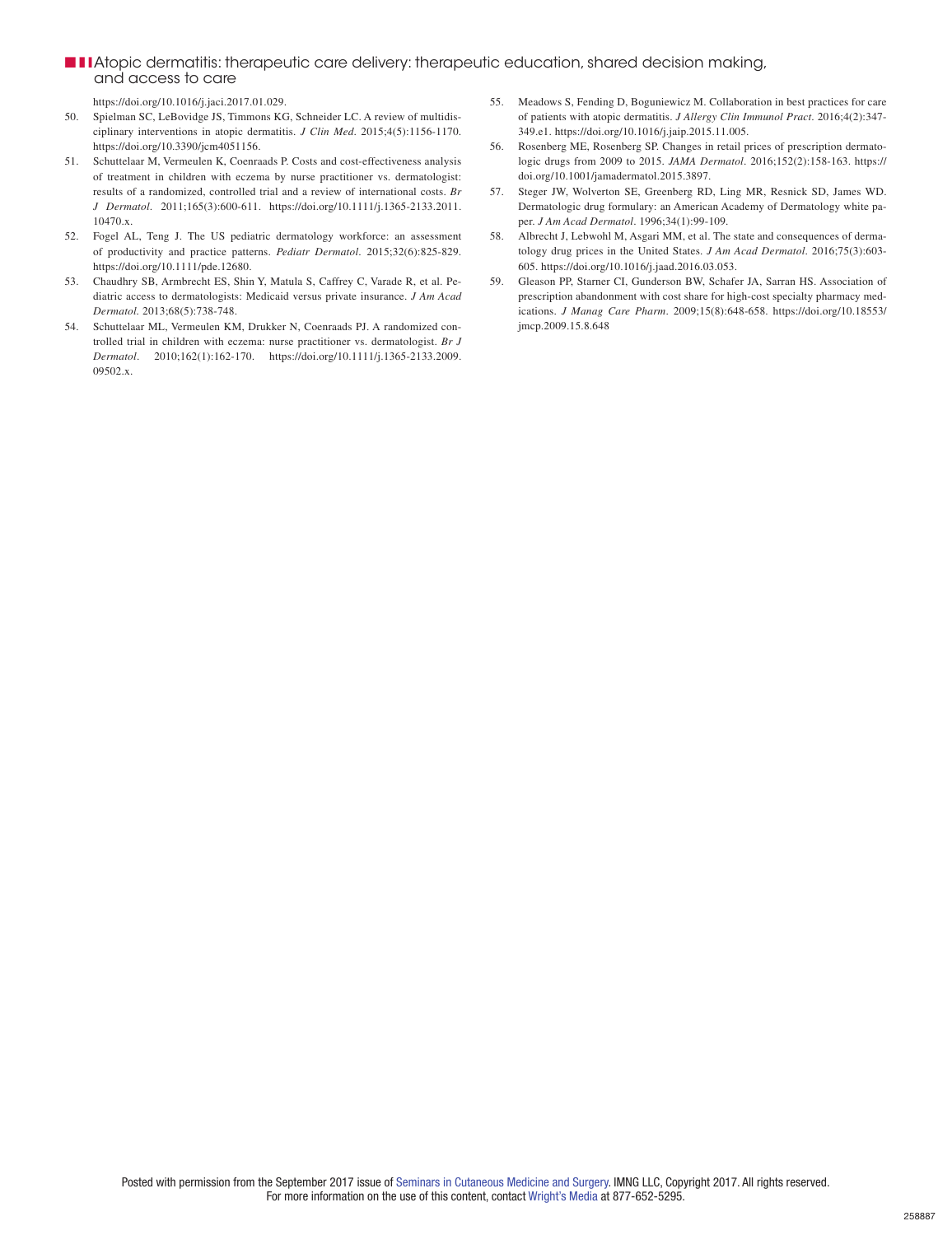https://doi.org/10.1016/j.jaci.2017.01.029.

50. Spielman SC, LeBovidge JS, Timmons KG, Schneider LC. A review of multidisciplinary interventions in atopic dermatitis. *J Clin Med*. 2015;4(5):1156-1170. https://doi.org/10.3390/jcm4051156.
51. Schuttelaar M, Vermeulen K, Coenraads P. Costs and cost-effectiveness analysis of treatment in children with eczema by nurse practitioner vs. dermatologist: results of a randomized, controlled trial and a review of international costs. *Br J Dermatol*. 2011;165(3):600-611. https://doi.org/10.1111/j.1365-2133.2011.10470.x.
52. Fogel AL, Teng J. The US pediatric dermatology workforce: an assessment of productivity and practice patterns. *Pediatr Dermatol*. 2015;32(6):825-829. https://doi.org/10.1111/pde.12680.
53. Chaudhry SB, Armbrecht ES, Shin Y, Matula S, Caffrey C, Varade R, et al. Pediatric access to dermatologists: Medicaid versus private insurance. *J Am Acad Dermatol*. 2013;68(5):738-748.
54. Schuttelaar ML, Vermeulen KM, Drukker N, Coenraads PJ. A randomized controlled trial in children with eczema: nurse practitioner vs. dermatologist. *Br J Dermatol*. 2010;162(1):162-170. https://doi.org/10.1111/j.1365-2133.2009.09502.x.
55. Meadows S, Fending D, Boguniewicz M. Collaboration in best practices for care of patients with atopic dermatitis. *J Allergy Clin Immunol Pract*. 2016;4(2):347-349.e1. https://doi.org/10.1016/j.jaip.2015.11.005.
56. Rosenberg ME, Rosenberg SP. Changes in retail prices of prescription dermatologic drugs from 2009 to 2015. *JAMA Dermatol*. 2016;152(2):158-163. https://doi.org/10.1001/jamadermatol.2015.3897.
57. Steger JW, Wolverton SE, Greenberg RD, Ling MR, Resnick SD, James WD. Dermatologic drug formulary: an American Academy of Dermatology white paper. *J Am Acad Dermatol*. 1996;34(1):99-109.
58. Albrecht J, Lebwohl M, Asgari MM, et al. The state and consequences of dermatology drug prices in the United States. *J Am Acad Dermatol*. 2016;75(3):603-605. https://doi.org/10.1016/j.jaad.2016.03.053.
59. Gleason PP, Starner CI, Gunderson BW, Schafer JA, Sarran HS. Association of prescription abandonment with cost share for high-cost specialty pharmacy medications. *J Manag Care Pharm*. 2009;15(8):648-658. https://doi.org/10.18553/jmcp.2009.15.8.648

Posted with permission from the September 2017 issue of Seminars in Cutaneous Medicine and Surgery. IMNG LLC, Copyright 2017. All rights reserved. For more information on the use of this content, contact Wright's Media at 877-652-5295.

258887